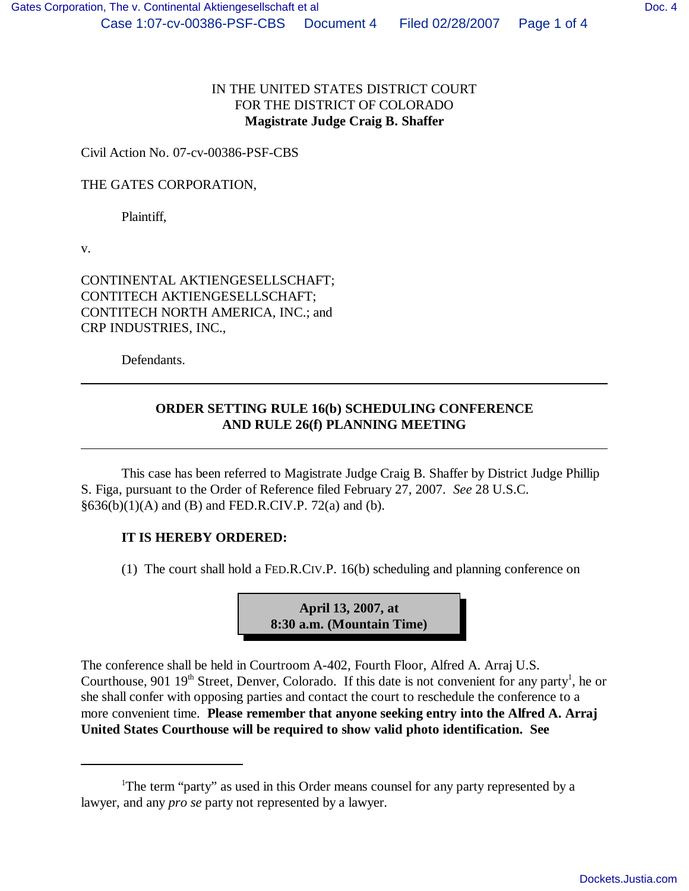IN THE UNITED STATES DISTRICT COURT
FOR THE DISTRICT OF COLORADO
**Magistrate Judge Craig B. Shaffer**

Civil Action No. 07-cv-00386-PSF-CBS

THE GATES CORPORATION,

Plaintiff,

v.

CONTINENTAL AKTIENGESELLSCHAFT;
CONTITECH AKTIENGESELLSCHAFT;
CONTITECH NORTH AMERICA, INC.; and
CRP INDUSTRIES, INC.,

Defendants.

---

**ORDER SETTING RULE 16(b) SCHEDULING CONFERENCE
AND RULE 26(f) PLANNING MEETING**

---

This case has been referred to Magistrate Judge Craig B. Shaffer by District Judge Phillip S. Figa, pursuant to the Order of Reference filed February 27, 2007. *See* 28 U.S.C. §636(b)(1)(A) and (B) and FED.R.CIV.P. 72(a) and (b).

**IT IS HEREBY ORDERED:**

(1) The court shall hold a FED.R.CIV.P. 16(b) scheduling and planning conference on

**April 13, 2007, at
8:30 a.m. (Mountain Time)**

The conference shall be held in Courtroom A-402, Fourth Floor, Alfred A. Arraj U.S. Courthouse, 901 19th Street, Denver, Colorado. If this date is not convenient for any party[1], he or she shall confer with opposing parties and contact the court to reschedule the conference to a more convenient time. **Please remember that anyone seeking entry into the Alfred A. Arraj United States Courthouse will be required to show valid photo identification. See**

---

[1]The term "party" as used in this Order means counsel for any party represented by a lawyer, and any *pro se* party not represented by a lawyer.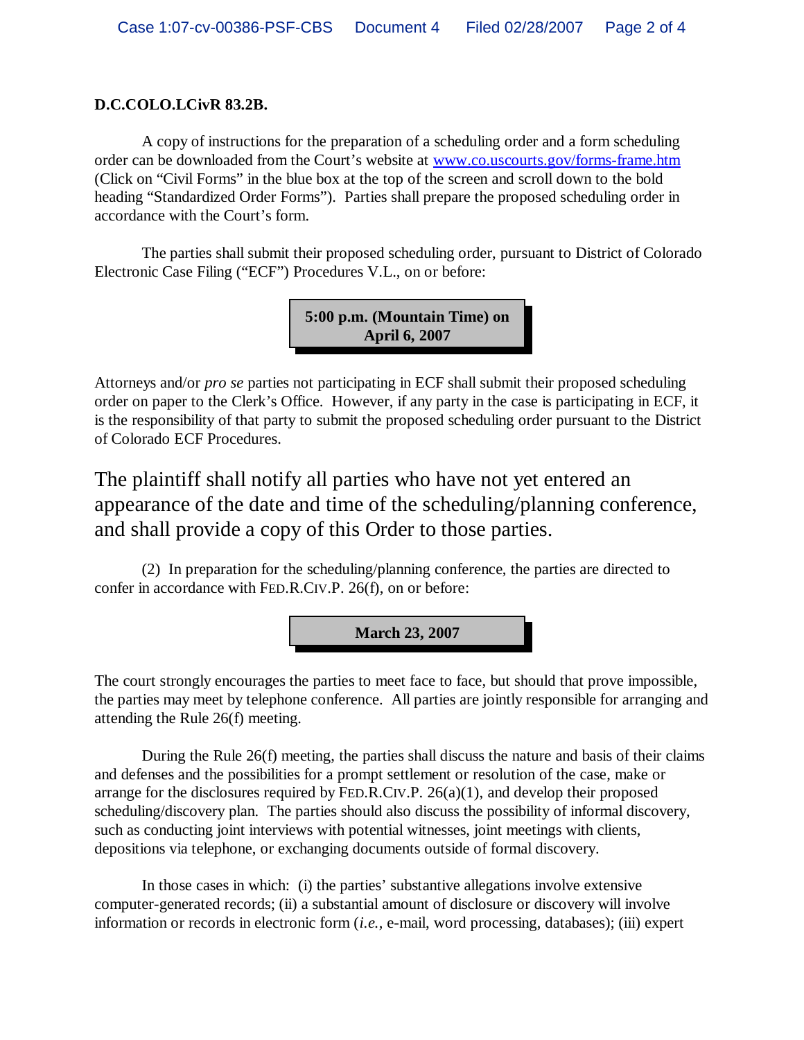**D.C.COLO.LCivR 83.2B.**

A copy of instructions for the preparation of a scheduling order and a form scheduling order can be downloaded from the Court's website at [www.co.uscourts.gov/forms-frame.htm](www.co.uscourts.gov/forms-frame.htm) (Click on "Civil Forms" in the blue box at the top of the screen and scroll down to the bold heading "Standardized Order Forms"). Parties shall prepare the proposed scheduling order in accordance with the Court's form.

The parties shall submit their proposed scheduling order, pursuant to District of Colorado Electronic Case Filing ("ECF") Procedures V.L., on or before:

**5:00 p.m. (Mountain Time) on April 6, 2007**

Attorneys and/or *pro se* parties not participating in ECF shall submit their proposed scheduling order on paper to the Clerk's Office. However, if any party in the case is participating in ECF, it is the responsibility of that party to submit the proposed scheduling order pursuant to the District of Colorado ECF Procedures.

The plaintiff shall notify all parties who have not yet entered an appearance of the date and time of the scheduling/planning conference, and shall provide a copy of this Order to those parties.

(2) In preparation for the scheduling/planning conference, the parties are directed to confer in accordance with FED.R.CIV.P. 26(f), on or before:

**March 23, 2007**

The court strongly encourages the parties to meet face to face, but should that prove impossible, the parties may meet by telephone conference. All parties are jointly responsible for arranging and attending the Rule 26(f) meeting.

During the Rule 26(f) meeting, the parties shall discuss the nature and basis of their claims and defenses and the possibilities for a prompt settlement or resolution of the case, make or arrange for the disclosures required by FED.R.CIV.P. 26(a)(1), and develop their proposed scheduling/discovery plan. The parties should also discuss the possibility of informal discovery, such as conducting joint interviews with potential witnesses, joint meetings with clients, depositions via telephone, or exchanging documents outside of formal discovery.

In those cases in which: (i) the parties' substantive allegations involve extensive computer-generated records; (ii) a substantial amount of disclosure or discovery will involve information or records in electronic form (*i.e.,* e-mail, word processing, databases); (iii) expert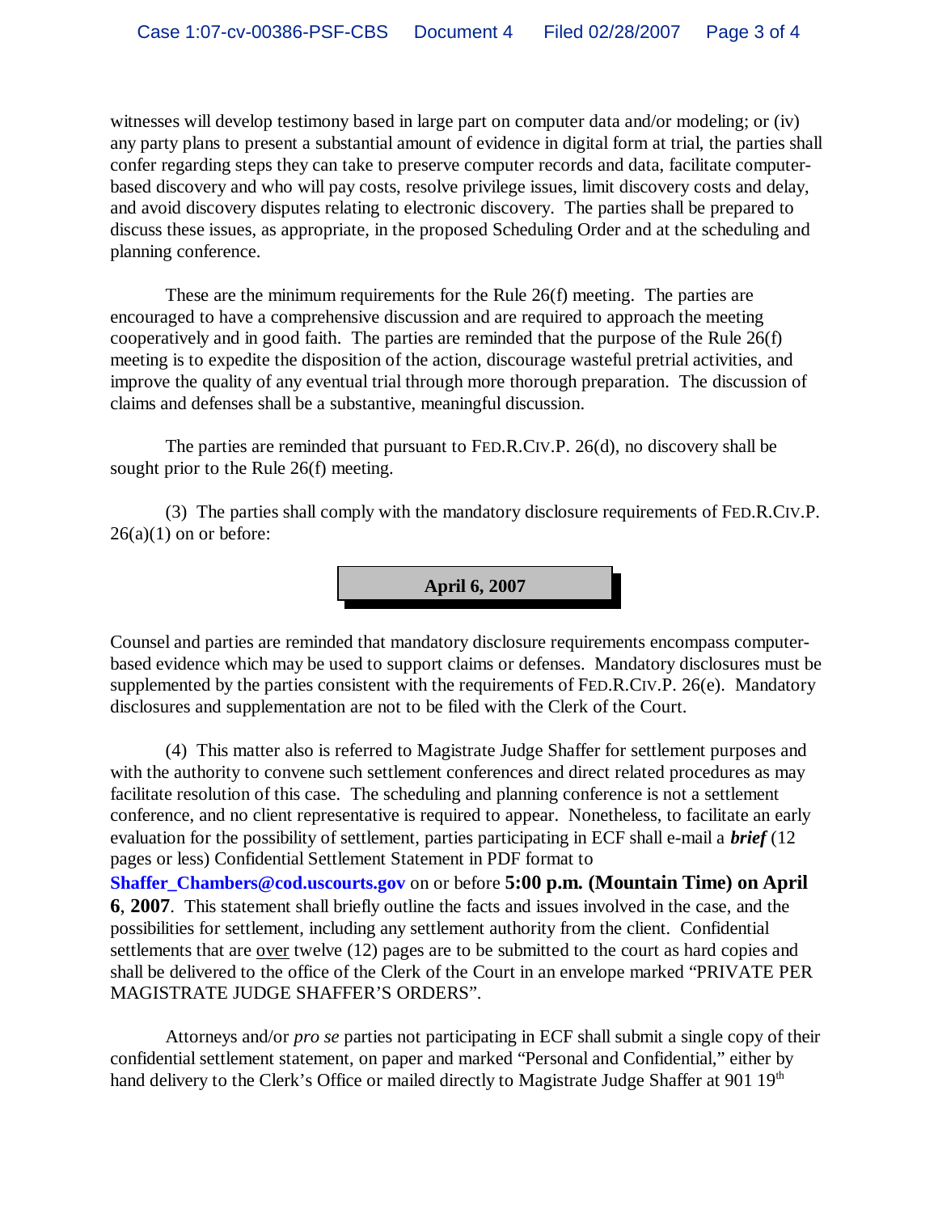witnesses will develop testimony based in large part on computer data and/or modeling; or (iv) any party plans to present a substantial amount of evidence in digital form at trial, the parties shall confer regarding steps they can take to preserve computer records and data, facilitate computer-based discovery and who will pay costs, resolve privilege issues, limit discovery costs and delay, and avoid discovery disputes relating to electronic discovery. The parties shall be prepared to discuss these issues, as appropriate, in the proposed Scheduling Order and at the scheduling and planning conference.

These are the minimum requirements for the Rule 26(f) meeting. The parties are encouraged to have a comprehensive discussion and are required to approach the meeting cooperatively and in good faith. The parties are reminded that the purpose of the Rule 26(f) meeting is to expedite the disposition of the action, discourage wasteful pretrial activities, and improve the quality of any eventual trial through more thorough preparation. The discussion of claims and defenses shall be a substantive, meaningful discussion.

The parties are reminded that pursuant to FED.R.CIV.P. 26(d), no discovery shall be sought prior to the Rule 26(f) meeting.

(3) The parties shall comply with the mandatory disclosure requirements of FED.R.CIV.P. 26(a)(1) on or before:

**April 6, 2007**

Counsel and parties are reminded that mandatory disclosure requirements encompass computer-based evidence which may be used to support claims or defenses. Mandatory disclosures must be supplemented by the parties consistent with the requirements of FED.R.CIV.P. 26(e). Mandatory disclosures and supplementation are not to be filed with the Clerk of the Court.

(4) This matter also is referred to Magistrate Judge Shaffer for settlement purposes and with the authority to convene such settlement conferences and direct related procedures as may facilitate resolution of this case. The scheduling and planning conference is not a settlement conference, and no client representative is required to appear. Nonetheless, to facilitate an early evaluation for the possibility of settlement, parties participating in ECF shall e-mail a ***brief*** (12 pages or less) Confidential Settlement Statement in PDF format to **Shaffer_Chambers@cod.uscourts.gov** on or before **5:00 p.m. (Mountain Time) on April 6**, **2007**. This statement shall briefly outline the facts and issues involved in the case, and the possibilities for settlement, including any settlement authority from the client. Confidential settlements that are over twelve (12) pages are to be submitted to the court as hard copies and shall be delivered to the office of the Clerk of the Court in an envelope marked "PRIVATE PER MAGISTRATE JUDGE SHAFFER'S ORDERS".

Attorneys and/or *pro se* parties not participating in ECF shall submit a single copy of their confidential settlement statement, on paper and marked "Personal and Confidential," either by hand delivery to the Clerk's Office or mailed directly to Magistrate Judge Shaffer at 901 19th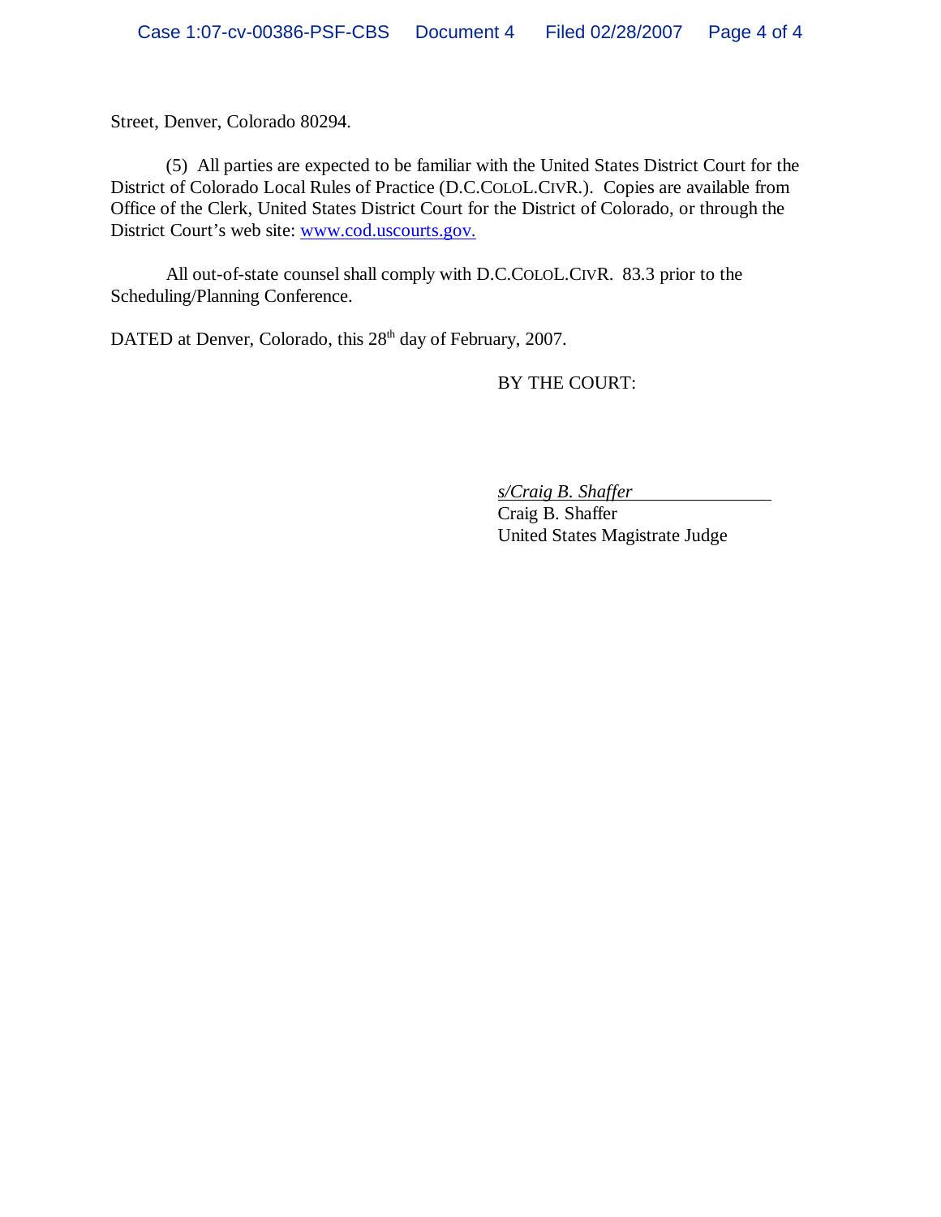Street, Denver, Colorado 80294.

(5) All parties are expected to be familiar with the United States District Court for the District of Colorado Local Rules of Practice (D.C.COLO.L.CIVR.). Copies are available from Office of the Clerk, United States District Court for the District of Colorado, or through the District Court's web site: www.cod.uscourts.gov.

All out-of-state counsel shall comply with D.C.COLO.L.CIVR. 83.3 prior to the Scheduling/Planning Conference.

DATED at Denver, Colorado, this 28th day of February, 2007.

BY THE COURT:

*s/Craig B. Shaffer*
Craig B. Shaffer
United States Magistrate Judge